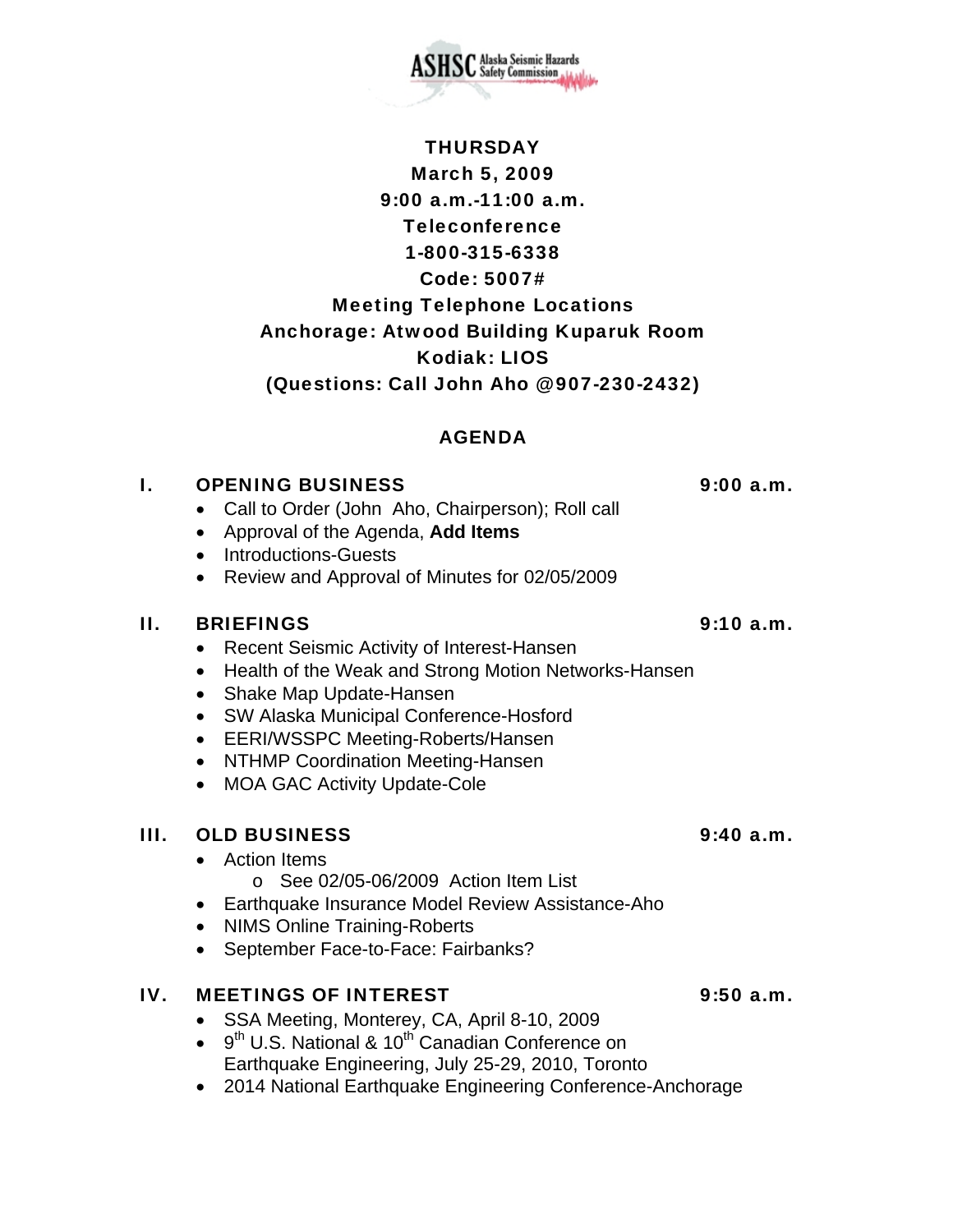ASHSC Alaska Seismic Hazards Safety Commission

**THURSDAY**
**March 5, 2009**
**9:00 a.m.-11:00 a.m.**
**Teleconference**
**1-800-315-6338**
**Code: 5007#**
**Meeting Telephone Locations**
**Anchorage: Atwood Building Kuparuk Room**
**Kodiak: LIOS**
**(Questions: Call John Aho @907-230-2432)**

## AGENDA

### I. OPENING BUSINESS — 9:00 a.m.

- Call to Order (John Aho, Chairperson); Roll call
- Approval of the Agenda, **Add Items**
- Introductions-Guests
- Review and Approval of Minutes for 02/05/2009

### II. BRIEFINGS — 9:10 a.m.

- Recent Seismic Activity of Interest-Hansen
- Health of the Weak and Strong Motion Networks-Hansen
- Shake Map Update-Hansen
- SW Alaska Municipal Conference-Hosford
- EERI/WSSPC Meeting-Roberts/Hansen
- NTHMP Coordination Meeting-Hansen
- MOA GAC Activity Update-Cole

### III. OLD BUSINESS — 9:40 a.m.

- Action Items
  - See 02/05-06/2009 Action Item List
- Earthquake Insurance Model Review Assistance-Aho
- NIMS Online Training-Roberts
- September Face-to-Face: Fairbanks?

### IV. MEETINGS OF INTEREST — 9:50 a.m.

- SSA Meeting, Monterey, CA, April 8-10, 2009
- 9th U.S. National & 10th Canadian Conference on Earthquake Engineering, July 25-29, 2010, Toronto
- 2014 National Earthquake Engineering Conference-Anchorage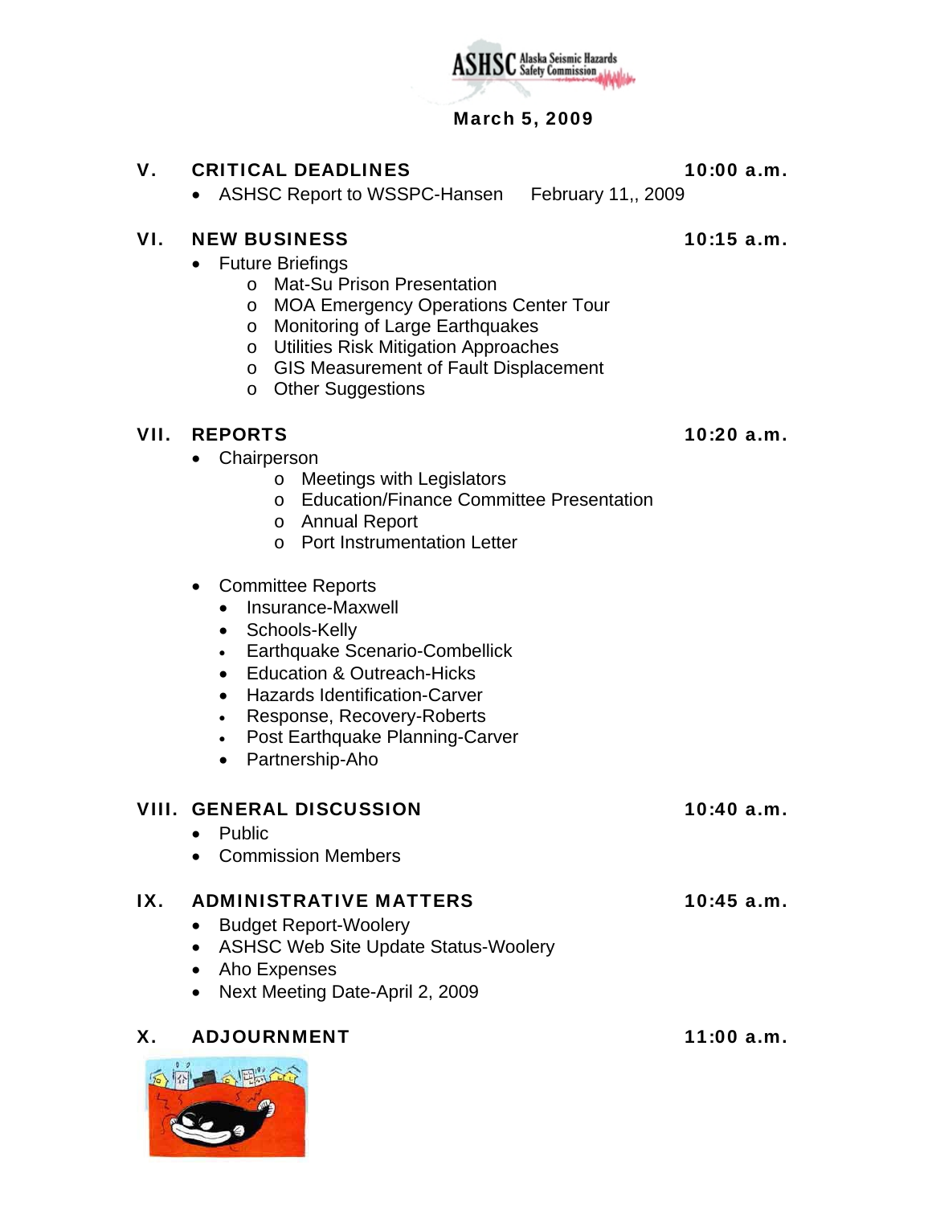March 5, 2009

## V. CRITICAL DEADLINES — 10:00 a.m.

- ASHSC Report to WSSPC-Hansen    February 11,, 2009

## VI. NEW BUSINESS — 10:15 a.m.

- Future Briefings
  - Mat-Su Prison Presentation
  - MOA Emergency Operations Center Tour
  - Monitoring of Large Earthquakes
  - Utilities Risk Mitigation Approaches
  - GIS Measurement of Fault Displacement
  - Other Suggestions

## VII. REPORTS — 10:20 a.m.

- Chairperson
  - Meetings with Legislators
  - Education/Finance Committee Presentation
  - Annual Report
  - Port Instrumentation Letter

- Committee Reports
  - Insurance-Maxwell
  - Schools-Kelly
  - Earthquake Scenario-Combellick
  - Education & Outreach-Hicks
  - Hazards Identification-Carver
  - Response, Recovery-Roberts
  - Post Earthquake Planning-Carver
  - Partnership-Aho

## VIII. GENERAL DISCUSSION — 10:40 a.m.

- Public
- Commission Members

## IX. ADMINISTRATIVE MATTERS — 10:45 a.m.

- Budget Report-Woolery
- ASHSC Web Site Update Status-Woolery
- Aho Expenses
- Next Meeting Date-April 2, 2009

## X. ADJOURNMENT — 11:00 a.m.